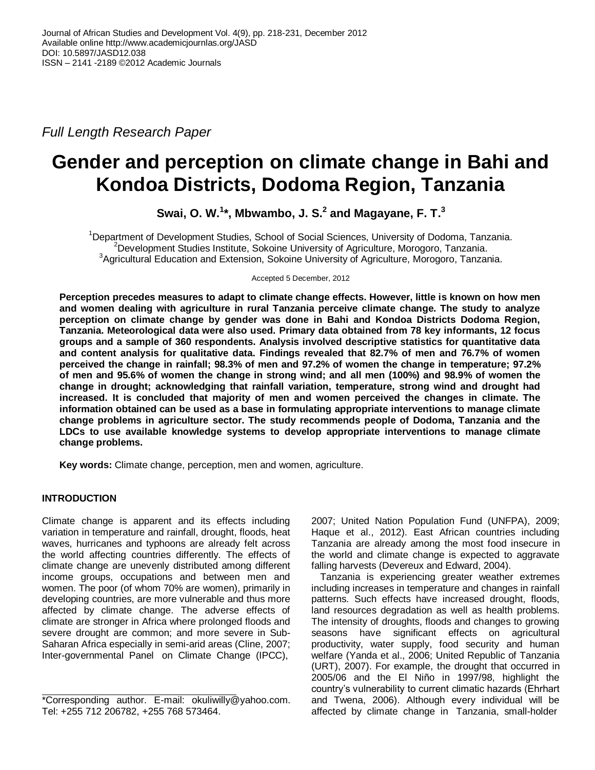Journal of African Studies and Development Vol. 4(9), pp. 218-231, December 2012
Available online http://www.academicjournlas.org/JASD
DOI: 10.5897/JASD12.038
ISSN – 2141 -2189 ©2012 Academic Journals

*Full Length Research Paper*

# Gender and perception on climate change in Bahi and Kondoa Districts, Dodoma Region, Tanzania

**Swai, O. W.[1]*, Mbwambo, J. S.[2] and Magayane, F. T.[3]**

[1]Department of Development Studies, School of Social Sciences, University of Dodoma, Tanzania.
[2]Development Studies Institute, Sokoine University of Agriculture, Morogoro, Tanzania.
[3]Agricultural Education and Extension, Sokoine University of Agriculture, Morogoro, Tanzania.

Accepted 5 December, 2012

**Perception precedes measures to adapt to climate change effects. However, little is known on how men and women dealing with agriculture in rural Tanzania perceive climate change. The study to analyze perception on climate change by gender was done in Bahi and Kondoa Districts Dodoma Region, Tanzania. Meteorological data were also used. Primary data obtained from 78 key informants, 12 focus groups and a sample of 360 respondents. Analysis involved descriptive statistics for quantitative data and content analysis for qualitative data. Findings revealed that 82.7% of men and 76.7% of women perceived the change in rainfall; 98.3% of men and 97.2% of women the change in temperature; 97.2% of men and 95.6% of women the change in strong wind; and all men (100%) and 98.9% of women the change in drought; acknowledging that rainfall variation, temperature, strong wind and drought had increased. It is concluded that majority of men and women perceived the changes in climate. The information obtained can be used as a base in formulating appropriate interventions to manage climate change problems in agriculture sector. The study recommends people of Dodoma, Tanzania and the LDCs to use available knowledge systems to develop appropriate interventions to manage climate change problems.**

**Key words:** Climate change, perception, men and women, agriculture.

## INTRODUCTION

Climate change is apparent and its effects including variation in temperature and rainfall, drought, floods, heat waves, hurricanes and typhoons are already felt across the world affecting countries differently. The effects of climate change are unevenly distributed among different income groups, occupations and between men and women. The poor (of whom 70% are women), primarily in developing countries, are more vulnerable and thus more affected by climate change. The adverse effects of climate are stronger in Africa where prolonged floods and severe drought are common; and more severe in Sub-Saharan Africa especially in semi-arid areas (Cline, 2007; Inter-governmental Panel on Climate Change (IPCC), 2007; United Nation Population Fund (UNFPA), 2009; Haque et al., 2012). East African countries including Tanzania are already among the most food insecure in the world and climate change is expected to aggravate falling harvests (Devereux and Edward, 2004).

Tanzania is experiencing greater weather extremes including increases in temperature and changes in rainfall patterns. Such effects have increased drought, floods, land resources degradation as well as health problems. The intensity of droughts, floods and changes to growing seasons have significant effects on agricultural productivity, water supply, food security and human welfare (Yanda et al., 2006; United Republic of Tanzania (URT), 2007). For example, the drought that occurred in 2005/06 and the El Niño in 1997/98, highlight the country's vulnerability to current climatic hazards (Ehrhart and Twena, 2006). Although every individual will be affected by climate change in Tanzania, small-holder

*Corresponding author. E-mail: okuliwilly@yahoo.com. Tel: +255 712 206782, +255 768 573464.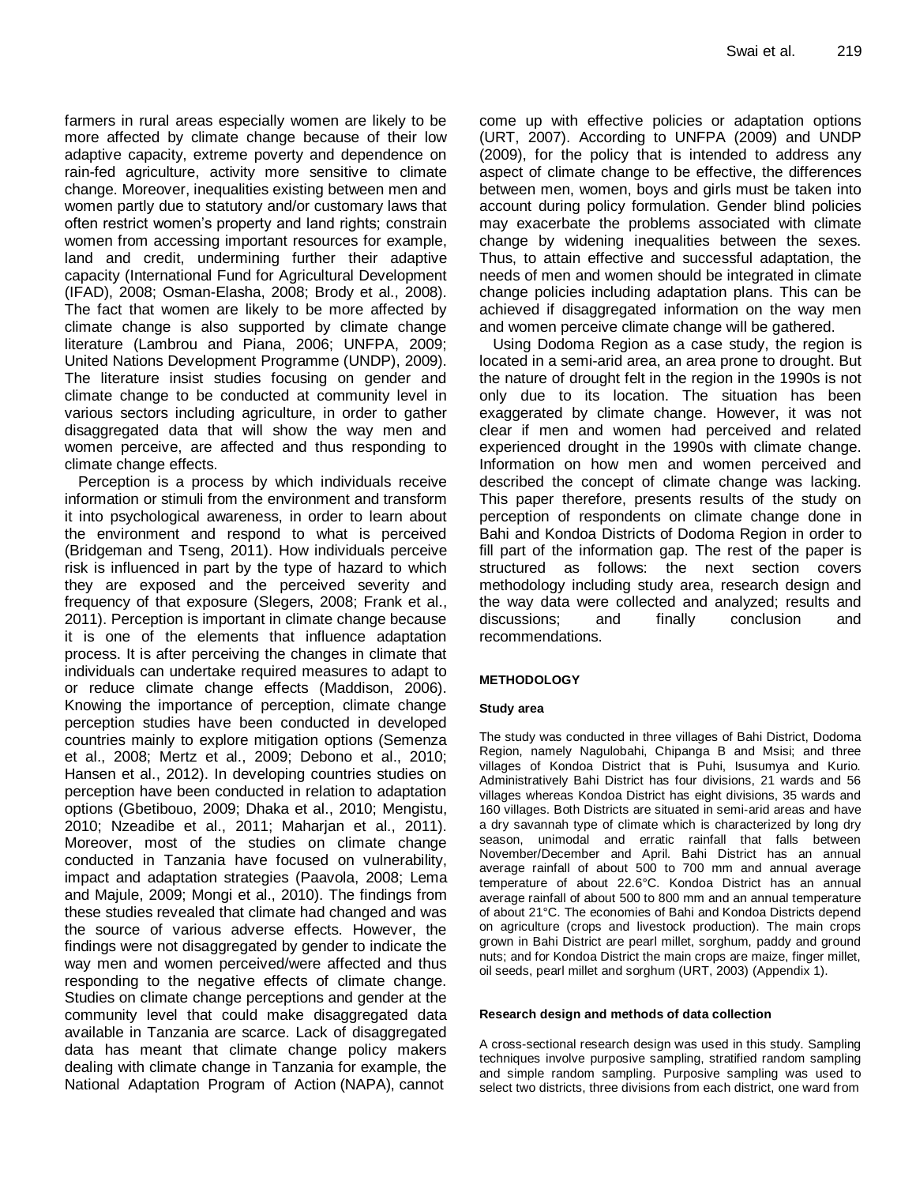farmers in rural areas especially women are likely to be more affected by climate change because of their low adaptive capacity, extreme poverty and dependence on rain-fed agriculture, activity more sensitive to climate change. Moreover, inequalities existing between men and women partly due to statutory and/or customary laws that often restrict women's property and land rights; constrain women from accessing important resources for example, land and credit, undermining further their adaptive capacity (International Fund for Agricultural Development (IFAD), 2008; Osman-Elasha, 2008; Brody et al., 2008). The fact that women are likely to be more affected by climate change is also supported by climate change literature (Lambrou and Piana, 2006; UNFPA, 2009; United Nations Development Programme (UNDP), 2009). The literature insist studies focusing on gender and climate change to be conducted at community level in various sectors including agriculture, in order to gather disaggregated data that will show the way men and women perceive, are affected and thus responding to climate change effects.

Perception is a process by which individuals receive information or stimuli from the environment and transform it into psychological awareness, in order to learn about the environment and respond to what is perceived (Bridgeman and Tseng, 2011). How individuals perceive risk is influenced in part by the type of hazard to which they are exposed and the perceived severity and frequency of that exposure (Slegers, 2008; Frank et al., 2011). Perception is important in climate change because it is one of the elements that influence adaptation process. It is after perceiving the changes in climate that individuals can undertake required measures to adapt to or reduce climate change effects (Maddison, 2006). Knowing the importance of perception, climate change perception studies have been conducted in developed countries mainly to explore mitigation options (Semenza et al., 2008; Mertz et al., 2009; Debono et al., 2010; Hansen et al., 2012). In developing countries studies on perception have been conducted in relation to adaptation options (Gbetibouo, 2009; Dhaka et al., 2010; Mengistu, 2010; Nzeadibe et al., 2011; Maharjan et al., 2011). Moreover, most of the studies on climate change conducted in Tanzania have focused on vulnerability, impact and adaptation strategies (Paavola, 2008; Lema and Majule, 2009; Mongi et al., 2010). The findings from these studies revealed that climate had changed and was the source of various adverse effects. However, the findings were not disaggregated by gender to indicate the way men and women perceived/were affected and thus responding to the negative effects of climate change. Studies on climate change perceptions and gender at the community level that could make disaggregated data available in Tanzania are scarce. Lack of disaggregated data has meant that climate change policy makers dealing with climate change in Tanzania for example, the National Adaptation Program of Action (NAPA), cannot come up with effective policies or adaptation options (URT, 2007). According to UNFPA (2009) and UNDP (2009), for the policy that is intended to address any aspect of climate change to be effective, the differences between men, women, boys and girls must be taken into account during policy formulation. Gender blind policies may exacerbate the problems associated with climate change by widening inequalities between the sexes. Thus, to attain effective and successful adaptation, the needs of men and women should be integrated in climate change policies including adaptation plans. This can be achieved if disaggregated information on the way men and women perceive climate change will be gathered.

Using Dodoma Region as a case study, the region is located in a semi-arid area, an area prone to drought. But the nature of drought felt in the region in the 1990s is not only due to its location. The situation has been exaggerated by climate change. However, it was not clear if men and women had perceived and related experienced drought in the 1990s with climate change. Information on how men and women perceived and described the concept of climate change was lacking. This paper therefore, presents results of the study on perception of respondents on climate change done in Bahi and Kondoa Districts of Dodoma Region in order to fill part of the information gap. The rest of the paper is structured as follows: the next section covers methodology including study area, research design and the way data were collected and analyzed; results and discussions; and finally conclusion and recommendations.

## METHODOLOGY

### Study area

The study was conducted in three villages of Bahi District, Dodoma Region, namely Nagulobahi, Chipanga B and Msisi; and three villages of Kondoa District that is Puhi, Isusumya and Kurio. Administratively Bahi District has four divisions, 21 wards and 56 villages whereas Kondoa District has eight divisions, 35 wards and 160 villages. Both Districts are situated in semi-arid areas and have a dry savannah type of climate which is characterized by long dry season, unimodal and erratic rainfall that falls between November/December and April. Bahi District has an annual average rainfall of about 500 to 700 mm and annual average temperature of about 22.6°C. Kondoa District has an annual average rainfall of about 500 to 800 mm and an annual temperature of about 21°C. The economies of Bahi and Kondoa Districts depend on agriculture (crops and livestock production). The main crops grown in Bahi District are pearl millet, sorghum, paddy and ground nuts; and for Kondoa District the main crops are maize, finger millet, oil seeds, pearl millet and sorghum (URT, 2003) (Appendix 1).

### Research design and methods of data collection

A cross-sectional research design was used in this study. Sampling techniques involve purposive sampling, stratified random sampling and simple random sampling. Purposive sampling was used to select two districts, three divisions from each district, one ward from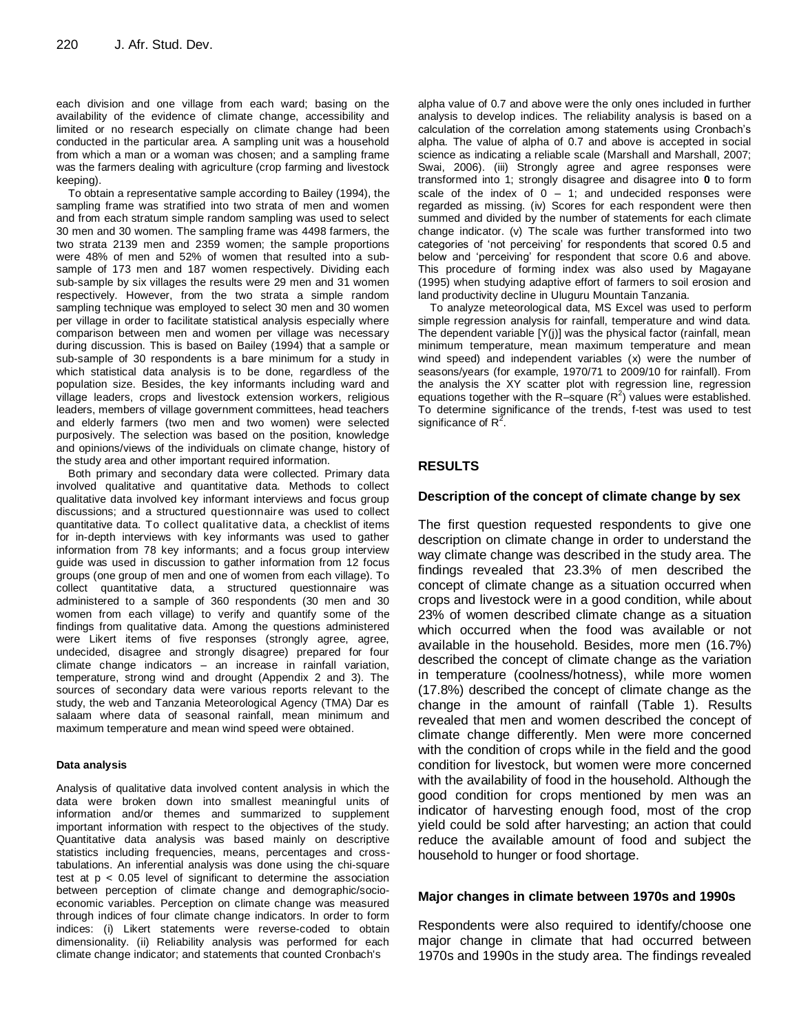each division and one village from each ward; basing on the availability of the evidence of climate change, accessibility and limited or no research especially on climate change had been conducted in the particular area. A sampling unit was a household from which a man or a woman was chosen; and a sampling frame was the farmers dealing with agriculture (crop farming and livestock keeping).

To obtain a representative sample according to Bailey (1994), the sampling frame was stratified into two strata of men and women and from each stratum simple random sampling was used to select 30 men and 30 women. The sampling frame was 4498 farmers, the two strata 2139 men and 2359 women; the sample proportions were 48% of men and 52% of women that resulted into a sub-sample of 173 men and 187 women respectively. Dividing each sub-sample by six villages the results were 29 men and 31 women respectively. However, from the two strata a simple random sampling technique was employed to select 30 men and 30 women per village in order to facilitate statistical analysis especially where comparison between men and women per village was necessary during discussion. This is based on Bailey (1994) that a sample or sub-sample of 30 respondents is a bare minimum for a study in which statistical data analysis is to be done, regardless of the population size. Besides, the key informants including ward and village leaders, crops and livestock extension workers, religious leaders, members of village government committees, head teachers and elderly farmers (two men and two women) were selected purposively. The selection was based on the position, knowledge and opinions/views of the individuals on climate change, history of the study area and other important required information.

Both primary and secondary data were collected. Primary data involved qualitative and quantitative data. Methods to collect qualitative data involved key informant interviews and focus group discussions; and a structured questionnaire was used to collect quantitative data. To collect qualitative data, a checklist of items for in-depth interviews with key informants was used to gather information from 78 key informants; and a focus group interview guide was used in discussion to gather information from 12 focus groups (one group of men and one of women from each village). To collect quantitative data, a structured questionnaire was administered to a sample of 360 respondents (30 men and 30 women from each village) to verify and quantify some of the findings from qualitative data. Among the questions administered were Likert items of five responses (strongly agree, agree, undecided, disagree and strongly disagree) prepared for four climate change indicators – an increase in rainfall variation, temperature, strong wind and drought (Appendix 2 and 3). The sources of secondary data were various reports relevant to the study, the web and Tanzania Meteorological Agency (TMA) Dar es salaam where data of seasonal rainfall, mean minimum and maximum temperature and mean wind speed were obtained.

#### Data analysis

Analysis of qualitative data involved content analysis in which the data were broken down into smallest meaningful units of information and/or themes and summarized to supplement important information with respect to the objectives of the study. Quantitative data analysis was based mainly on descriptive statistics including frequencies, means, percentages and cross-tabulations. An inferential analysis was done using the chi-square test at $p < 0.05$ level of significant to determine the association between perception of climate change and demographic/socio-economic variables. Perception on climate change was measured through indices of four climate change indicators. In order to form indices: (i) Likert statements were reverse-coded to obtain dimensionality. (ii) Reliability analysis was performed for each climate change indicator; and statements that counted Cronbach's alpha value of 0.7 and above were the only ones included in further analysis to develop indices. The reliability analysis is based on a calculation of the correlation among statements using Cronbach's alpha. The value of alpha of 0.7 and above is accepted in social science as indicating a reliable scale (Marshall and Marshall, 2007; Swai, 2006). (iii) Strongly agree and agree responses were transformed into 1; strongly disagree and disagree into **0** to form scale of the index of 0 – 1; and undecided responses were regarded as missing. (iv) Scores for each respondent were then summed and divided by the number of statements for each climate change indicator. (v) The scale was further transformed into two categories of 'not perceiving' for respondents that scored 0.5 and below and 'perceiving' for respondent that score 0.6 and above. This procedure of forming index was also used by Magayane (1995) when studying adaptive effort of farmers to soil erosion and land productivity decline in Uluguru Mountain Tanzania.

To analyze meteorological data, MS Excel was used to perform simple regression analysis for rainfall, temperature and wind data. The dependent variable [Y(j)] was the physical factor (rainfall, mean minimum temperature, mean maximum temperature and mean wind speed) and independent variables (x) were the number of seasons/years (for example, 1970/71 to 2009/10 for rainfall). From the analysis the XY scatter plot with regression line, regression equations together with the R–square ($R^2$) values were established. To determine significance of the trends, f-test was used to test significance of $R^2$.

## RESULTS

### Description of the concept of climate change by sex

The first question requested respondents to give one description on climate change in order to understand the way climate change was described in the study area. The findings revealed that 23.3% of men described the concept of climate change as a situation occurred when crops and livestock were in a good condition, while about 23% of women described climate change as a situation which occurred when the food was available or not available in the household. Besides, more men (16.7%) described the concept of climate change as the variation in temperature (coolness/hotness), while more women (17.8%) described the concept of climate change as the change in the amount of rainfall (Table 1). Results revealed that men and women described the concept of climate change differently. Men were more concerned with the condition of crops while in the field and the good condition for livestock, but women were more concerned with the availability of food in the household. Although the good condition for crops mentioned by men was an indicator of harvesting enough food, most of the crop yield could be sold after harvesting; an action that could reduce the available amount of food and subject the household to hunger or food shortage.

### Major changes in climate between 1970s and 1990s

Respondents were also required to identify/choose one major change in climate that had occurred between 1970s and 1990s in the study area. The findings revealed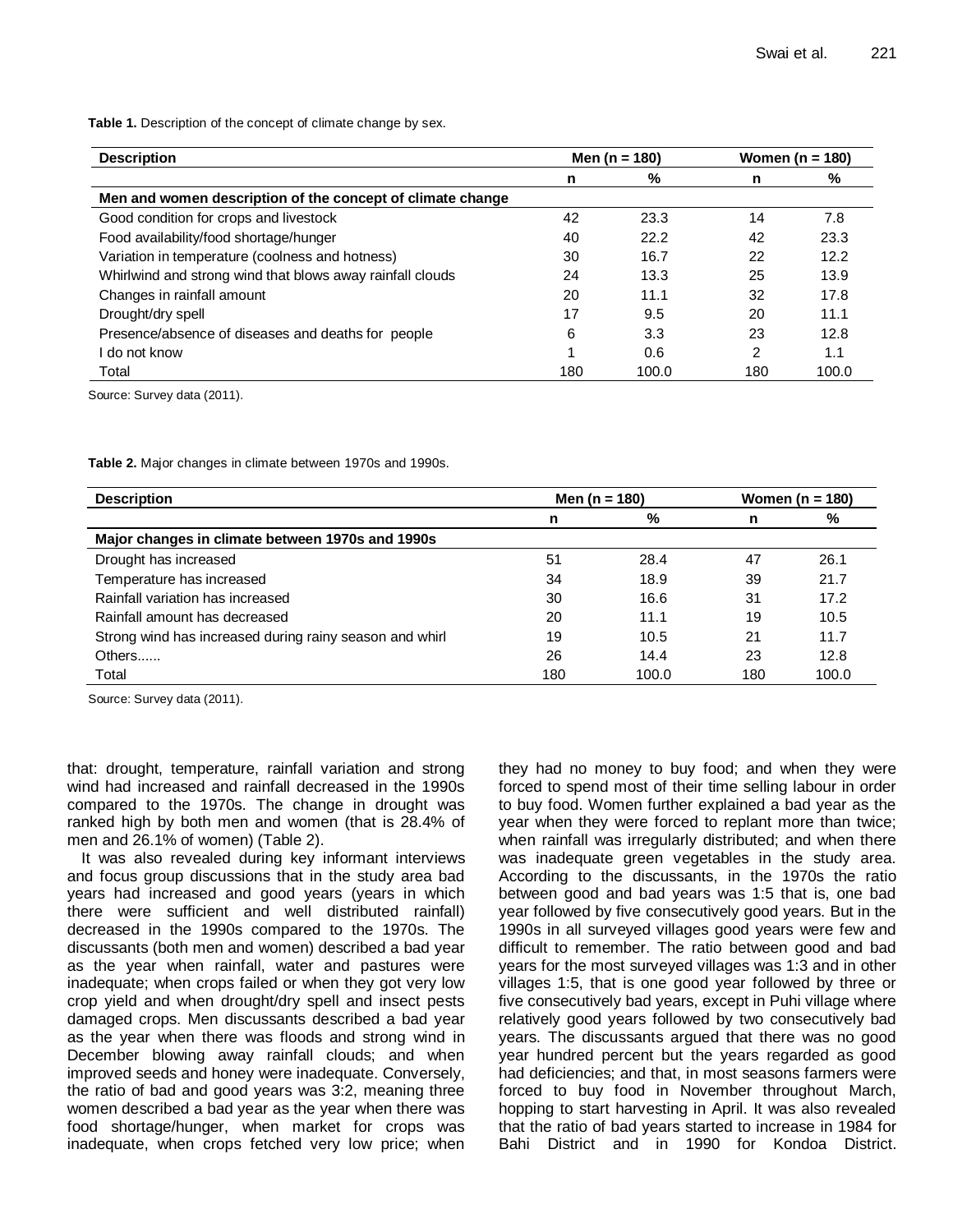**Table 1.** Description of the concept of climate change by sex.

| Description | Men (n = 180) | | Women (n = 180) | |
|---|---|---|---|---|
| | n | % | n | % |
| **Men and women description of the concept of climate change** | | | | |
| Good condition for crops and livestock | 42 | 23.3 | 14 | 7.8 |
| Food availability/food shortage/hunger | 40 | 22.2 | 42 | 23.3 |
| Variation in temperature (coolness and hotness) | 30 | 16.7 | 22 | 12.2 |
| Whirlwind and strong wind that blows away rainfall clouds | 24 | 13.3 | 25 | 13.9 |
| Changes in rainfall amount | 20 | 11.1 | 32 | 17.8 |
| Drought/dry spell | 17 | 9.5 | 20 | 11.1 |
| Presence/absence of diseases and deaths for people | 6 | 3.3 | 23 | 12.8 |
| I do not know | 1 | 0.6 | 2 | 1.1 |
| Total | 180 | 100.0 | 180 | 100.0 |

Source: Survey data (2011).

**Table 2.** Major changes in climate between 1970s and 1990s.

| Description | Men (n = 180) | | Women (n = 180) | |
|---|---|---|---|---|
| | n | % | n | % |
| **Major changes in climate between 1970s and 1990s** | | | | |
| Drought has increased | 51 | 28.4 | 47 | 26.1 |
| Temperature has increased | 34 | 18.9 | 39 | 21.7 |
| Rainfall variation has increased | 30 | 16.6 | 31 | 17.2 |
| Rainfall amount has decreased | 20 | 11.1 | 19 | 10.5 |
| Strong wind has increased during rainy season and whirl | 19 | 10.5 | 21 | 11.7 |
| Others...... | 26 | 14.4 | 23 | 12.8 |
| Total | 180 | 100.0 | 180 | 100.0 |

Source: Survey data (2011).

that: drought, temperature, rainfall variation and strong wind had increased and rainfall decreased in the 1990s compared to the 1970s. The change in drought was ranked high by both men and women (that is 28.4% of men and 26.1% of women) (Table 2).

It was also revealed during key informant interviews and focus group discussions that in the study area bad years had increased and good years (years in which there were sufficient and well distributed rainfall) decreased in the 1990s compared to the 1970s. The discussants (both men and women) described a bad year as the year when rainfall, water and pastures were inadequate; when crops failed or when they got very low crop yield and when drought/dry spell and insect pests damaged crops. Men discussants described a bad year as the year when there was floods and strong wind in December blowing away rainfall clouds; and when improved seeds and honey were inadequate. Conversely, the ratio of bad and good years was 3:2, meaning three women described a bad year as the year when there was food shortage/hunger, when market for crops was inadequate, when crops fetched very low price; when they had no money to buy food; and when they were forced to spend most of their time selling labour in order to buy food. Women further explained a bad year as the year when they were forced to replant more than twice; when rainfall was irregularly distributed; and when there was inadequate green vegetables in the study area. According to the discussants, in the 1970s the ratio between good and bad years was 1:5 that is, one bad year followed by five consecutively good years. But in the 1990s in all surveyed villages good years were few and difficult to remember. The ratio between good and bad years for the most surveyed villages was 1:3 and in other villages 1:5, that is one good year followed by three or five consecutively bad years, except in Puhi village where relatively good years followed by two consecutively bad years. The discussants argued that there was no good year hundred percent but the years regarded as good had deficiencies; and that, in most seasons farmers were forced to buy food in November throughout March, hopping to start harvesting in April. It was also revealed that the ratio of bad years started to increase in 1984 for Bahi District and in 1990 for Kondoa District.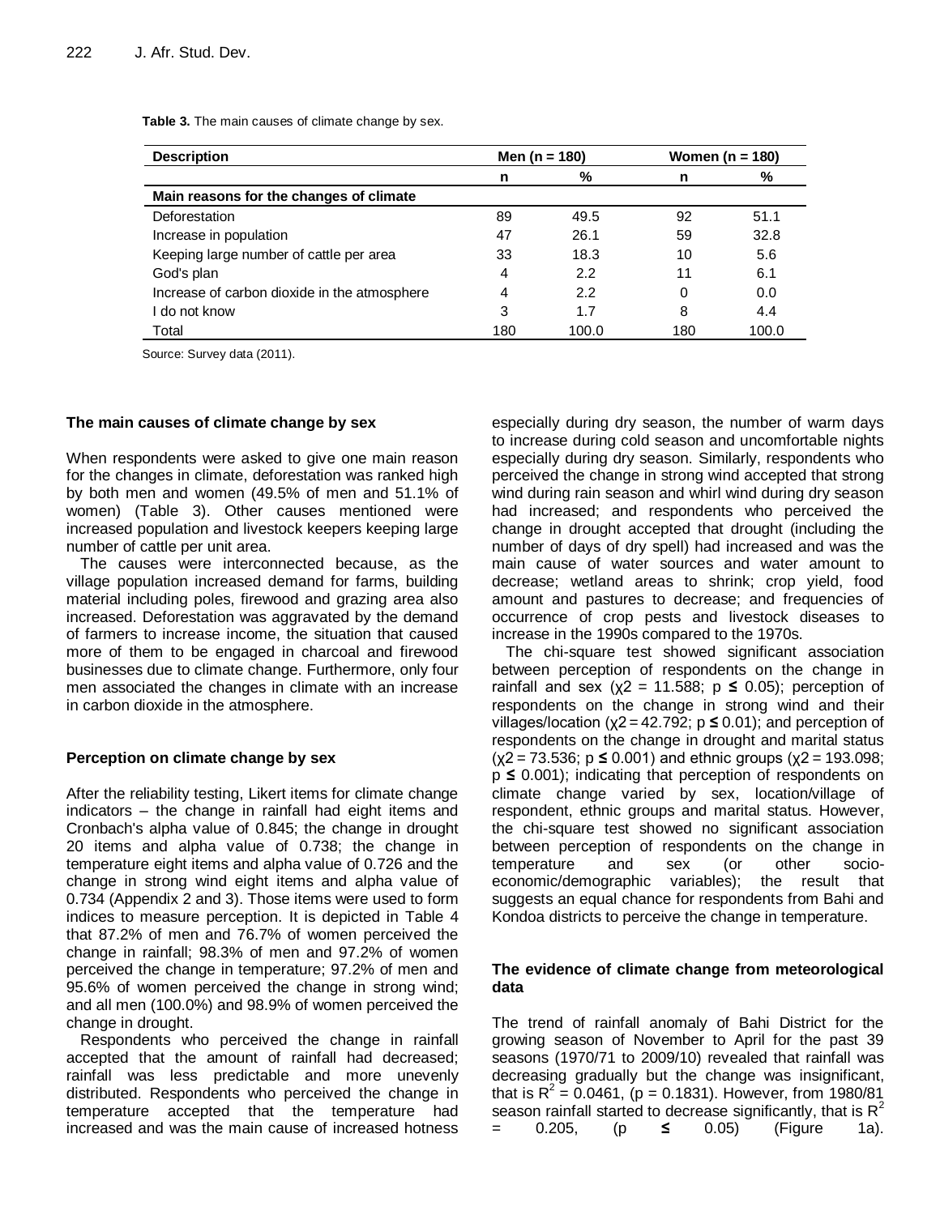**Table 3.** The main causes of climate change by sex.

| Description | Men (n = 180) | | Women (n = 180) | |
|---|---|---|---|---|
| | n | % | n | % |
| **Main reasons for the changes of climate** | | | | |
| Deforestation | 89 | 49.5 | 92 | 51.1 |
| Increase in population | 47 | 26.1 | 59 | 32.8 |
| Keeping large number of cattle per area | 33 | 18.3 | 10 | 5.6 |
| God's plan | 4 | 2.2 | 11 | 6.1 |
| Increase of carbon dioxide in the atmosphere | 4 | 2.2 | 0 | 0.0 |
| I do not know | 3 | 1.7 | 8 | 4.4 |
| Total | 180 | 100.0 | 180 | 100.0 |

Source: Survey data (2011).

### The main causes of climate change by sex

When respondents were asked to give one main reason for the changes in climate, deforestation was ranked high by both men and women (49.5% of men and 51.1% of women) (Table 3). Other causes mentioned were increased population and livestock keepers keeping large number of cattle per unit area.

The causes were interconnected because, as the village population increased demand for farms, building material including poles, firewood and grazing area also increased. Deforestation was aggravated by the demand of farmers to increase income, the situation that caused more of them to be engaged in charcoal and firewood businesses due to climate change. Furthermore, only four men associated the changes in climate with an increase in carbon dioxide in the atmosphere.

### Perception on climate change by sex

After the reliability testing, Likert items for climate change indicators – the change in rainfall had eight items and Cronbach's alpha value of 0.845; the change in drought 20 items and alpha value of 0.738; the change in temperature eight items and alpha value of 0.726 and the change in strong wind eight items and alpha value of 0.734 (Appendix 2 and 3). Those items were used to form indices to measure perception. It is depicted in Table 4 that 87.2% of men and 76.7% of women perceived the change in rainfall; 98.3% of men and 97.2% of women perceived the change in temperature; 97.2% of men and 95.6% of women perceived the change in strong wind; and all men (100.0%) and 98.9% of women perceived the change in drought.

Respondents who perceived the change in rainfall accepted that the amount of rainfall had decreased; rainfall was less predictable and more unevenly distributed. Respondents who perceived the change in temperature accepted that the temperature had increased and was the main cause of increased hotness especially during dry season, the number of warm days to increase during cold season and uncomfortable nights especially during dry season. Similarly, respondents who perceived the change in strong wind accepted that strong wind during rain season and whirl wind during dry season had increased; and respondents who perceived the change in drought accepted that drought (including the number of days of dry spell) had increased and was the main cause of water sources and water amount to decrease; wetland areas to shrink; crop yield, food amount and pastures to decrease; and frequencies of occurrence of crop pests and livestock diseases to increase in the 1990s compared to the 1970s.

The chi-square test showed significant association between perception of respondents on the change in rainfall and sex ($\chi 2 = 11.588$; $p \leq 0.05$); perception of respondents on the change in strong wind and their villages/location ($\chi 2 = 42.792$; $p \leq 0.01$); and perception of respondents on the change in drought and marital status ($\chi 2 = 73.536$; $p \leq 0.001$) and ethnic groups ($\chi 2 = 193.098$; $p \leq 0.001$); indicating that perception of respondents on climate change varied by sex, location/village of respondent, ethnic groups and marital status. However, the chi-square test showed no significant association between perception of respondents on the change in temperature and sex (or other socio-economic/demographic variables); the result that suggests an equal chance for respondents from Bahi and Kondoa districts to perceive the change in temperature.

### The evidence of climate change from meteorological data

The trend of rainfall anomaly of Bahi District for the growing season of November to April for the past 39 seasons (1970/71 to 2009/10) revealed that rainfall was decreasing gradually but the change was insignificant, that is $R^2 = 0.0461$, ($p = 0.1831$). However, from 1980/81 season rainfall started to decrease significantly, that is $R^2 = 0.205$, ($p \leq 0.05$) (Figure 1a).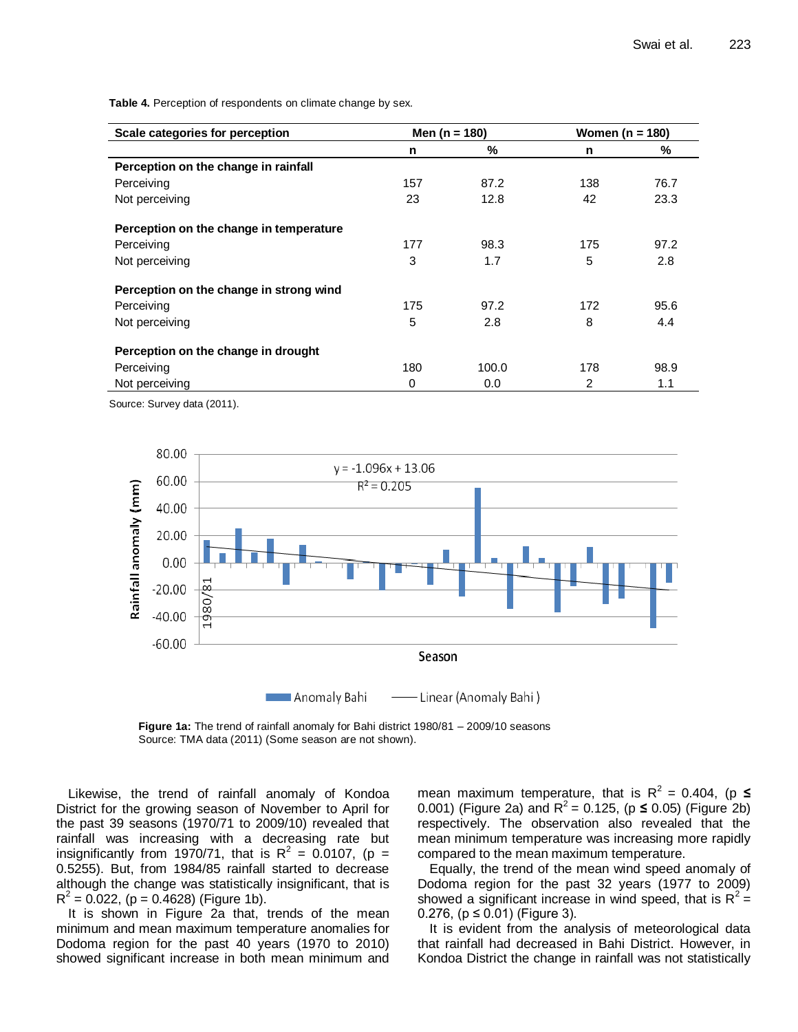**Table 4.** Perception of respondents on climate change by sex.

| Scale categories for perception | Men (n = 180) | | Women (n = 180) | |
|---|---|---|---|---|
| | n | % | n | % |
| **Perception on the change in rainfall** | | | | |
| Perceiving | 157 | 87.2 | 138 | 76.7 |
| Not perceiving | 23 | 12.8 | 42 | 23.3 |
| **Perception on the change in temperature** | | | | |
| Perceiving | 177 | 98.3 | 175 | 97.2 |
| Not perceiving | 3 | 1.7 | 5 | 2.8 |
| **Perception on the change in strong wind** | | | | |
| Perceiving | 175 | 97.2 | 172 | 95.6 |
| Not perceiving | 5 | 2.8 | 8 | 4.4 |
| **Perception on the change in drought** | | | | |
| Perceiving | 180 | 100.0 | 178 | 98.9 |
| Not perceiving | 0 | 0.0 | 2 | 1.1 |

Source: Survey data (2011).

**Figure 1a:** The trend of rainfall anomaly for Bahi district 1980/81 – 2009/10 seasons
Source: TMA data (2011) (Some season are not shown).

Likewise, the trend of rainfall anomaly of Kondoa District for the growing season of November to April for the past 39 seasons (1970/71 to 2009/10) revealed that rainfall was increasing with a decreasing rate but insignificantly from 1970/71, that is $R^2 = 0.0107$, ($p = 0.5255$). But, from 1984/85 rainfall started to decrease although the change was statistically insignificant, that is $R^2 = 0.022$, ($p = 0.4628$) (Figure 1b).

It is shown in Figure 2a that, trends of the mean minimum and mean maximum temperature anomalies for Dodoma region for the past 40 years (1970 to 2010) showed significant increase in both mean minimum and mean maximum temperature, that is $R^2 = 0.404$, ($p \leq 0.001$) (Figure 2a) and $R^2 = 0.125$, ($p \leq 0.05$) (Figure 2b) respectively. The observation also revealed that the mean minimum temperature was increasing more rapidly compared to the mean maximum temperature.

Equally, the trend of the mean wind speed anomaly of Dodoma region for the past 32 years (1977 to 2009) showed a significant increase in wind speed, that is $R^2 = 0.276$, ($p \leq 0.01$) (Figure 3).

It is evident from the analysis of meteorological data that rainfall had decreased in Bahi District. However, in Kondoa District the change in rainfall was not statistically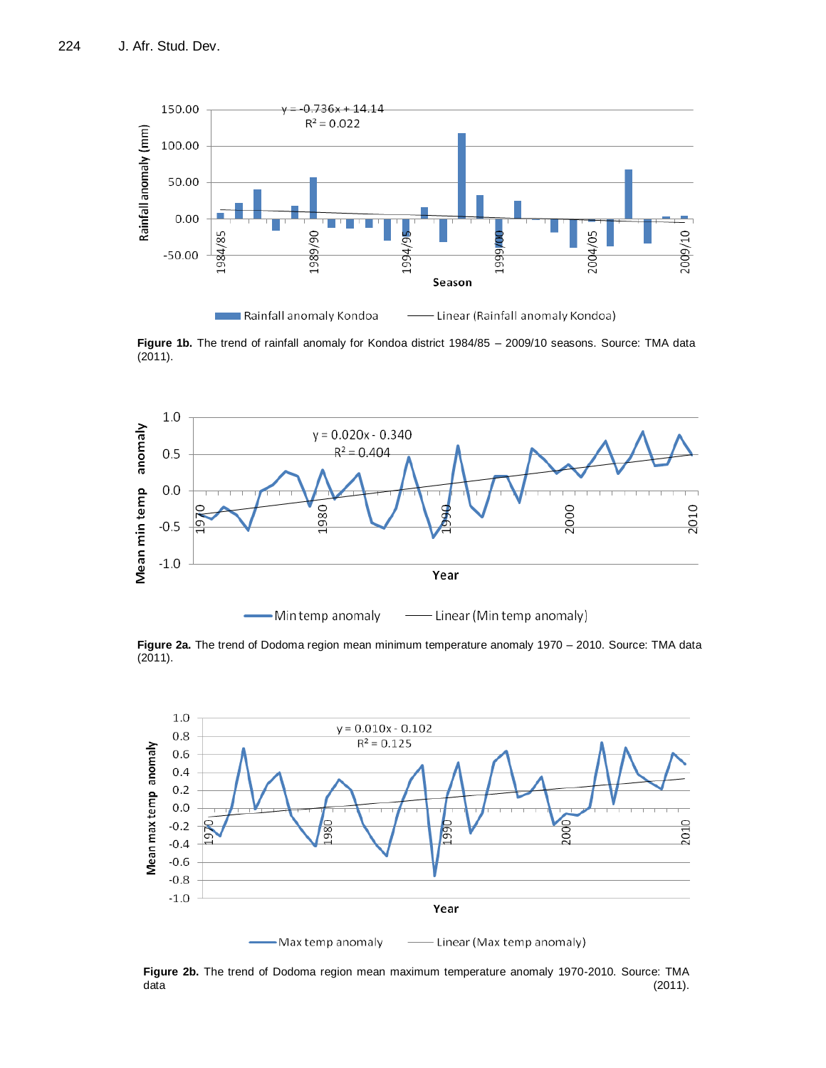**Figure 1b.** The trend of rainfall anomaly for Kondoa district 1984/85 – 2009/10 seasons. Source: TMA data (2011).

**Figure 2a.** The trend of Dodoma region mean minimum temperature anomaly 1970 – 2010. Source: TMA data (2011).

**Figure 2b.** The trend of Dodoma region mean maximum temperature anomaly 1970-2010. Source: TMA data (2011).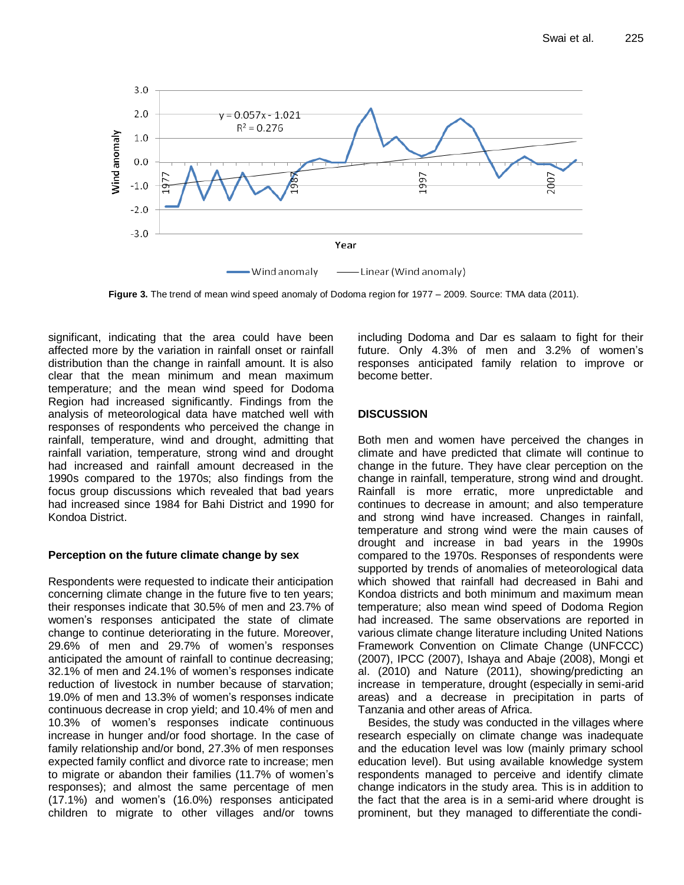Figure 3. The trend of mean wind speed anomaly of Dodoma region for 1977 – 2009. Source: TMA data (2011).

significant, indicating that the area could have been affected more by the variation in rainfall onset or rainfall distribution than the change in rainfall amount. It is also clear that the mean minimum and mean maximum temperature; and the mean wind speed for Dodoma Region had increased significantly. Findings from the analysis of meteorological data have matched well with responses of respondents who perceived the change in rainfall, temperature, wind and drought, admitting that rainfall variation, temperature, strong wind and drought had increased and rainfall amount decreased in the 1990s compared to the 1970s; also findings from the focus group discussions which revealed that bad years had increased since 1984 for Bahi District and 1990 for Kondoa District.

### Perception on the future climate change by sex

Respondents were requested to indicate their anticipation concerning climate change in the future five to ten years; their responses indicate that 30.5% of men and 23.7% of women's responses anticipated the state of climate change to continue deteriorating in the future. Moreover, 29.6% of men and 29.7% of women's responses anticipated the amount of rainfall to continue decreasing; 32.1% of men and 24.1% of women's responses indicate reduction of livestock in number because of starvation; 19.0% of men and 13.3% of women's responses indicate continuous decrease in crop yield; and 10.4% of men and 10.3% of women's responses indicate continuous increase in hunger and/or food shortage. In the case of family relationship and/or bond, 27.3% of men responses expected family conflict and divorce rate to increase; men to migrate or abandon their families (11.7% of women's responses); and almost the same percentage of men (17.1%) and women's (16.0%) responses anticipated children to migrate to other villages and/or towns including Dodoma and Dar es salaam to fight for their future. Only 4.3% of men and 3.2% of women's responses anticipated family relation to improve or become better.

## DISCUSSION

Both men and women have perceived the changes in climate and have predicted that climate will continue to change in the future. They have clear perception on the change in rainfall, temperature, strong wind and drought. Rainfall is more erratic, more unpredictable and continues to decrease in amount; and also temperature and strong wind have increased. Changes in rainfall, temperature and strong wind were the main causes of drought and increase in bad years in the 1990s compared to the 1970s. Responses of respondents were supported by trends of anomalies of meteorological data which showed that rainfall had decreased in Bahi and Kondoa districts and both minimum and maximum mean temperature; also mean wind speed of Dodoma Region had increased. The same observations are reported in various climate change literature including United Nations Framework Convention on Climate Change (UNFCCC) (2007), IPCC (2007), Ishaya and Abaje (2008), Mongi et al. (2010) and Nature (2011), showing/predicting an increase in temperature, drought (especially in semi-arid areas) and a decrease in precipitation in parts of Tanzania and other areas of Africa.

Besides, the study was conducted in the villages where research especially on climate change was inadequate and the education level was low (mainly primary school education level). But using available knowledge system respondents managed to perceive and identify climate change indicators in the study area. This is in addition to the fact that the area is in a semi-arid where drought is prominent, but they managed to differentiate the condi-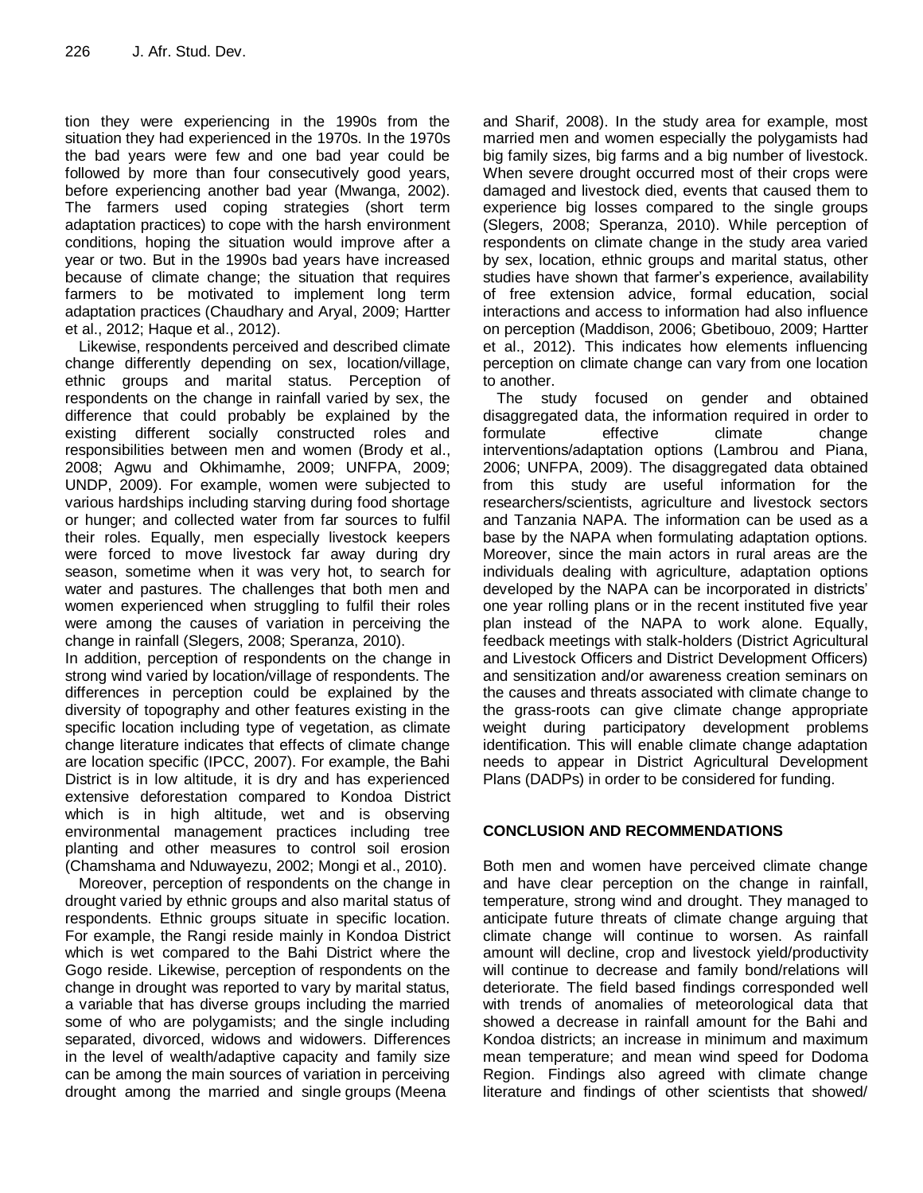tion they were experiencing in the 1990s from the situation they had experienced in the 1970s. In the 1970s the bad years were few and one bad year could be followed by more than four consecutively good years, before experiencing another bad year (Mwanga, 2002). The farmers used coping strategies (short term adaptation practices) to cope with the harsh environment conditions, hoping the situation would improve after a year or two. But in the 1990s bad years have increased because of climate change; the situation that requires farmers to be motivated to implement long term adaptation practices (Chaudhary and Aryal, 2009; Hartter et al., 2012; Haque et al., 2012).

Likewise, respondents perceived and described climate change differently depending on sex, location/village, ethnic groups and marital status. Perception of respondents on the change in rainfall varied by sex, the difference that could probably be explained by the existing different socially constructed roles and responsibilities between men and women (Brody et al., 2008; Agwu and Okhimamhe, 2009; UNFPA, 2009; UNDP, 2009). For example, women were subjected to various hardships including starving during food shortage or hunger; and collected water from far sources to fulfil their roles. Equally, men especially livestock keepers were forced to move livestock far away during dry season, sometime when it was very hot, to search for water and pastures. The challenges that both men and women experienced when struggling to fulfil their roles were among the causes of variation in perceiving the change in rainfall (Slegers, 2008; Speranza, 2010).

In addition, perception of respondents on the change in strong wind varied by location/village of respondents. The differences in perception could be explained by the diversity of topography and other features existing in the specific location including type of vegetation, as climate change literature indicates that effects of climate change are location specific (IPCC, 2007). For example, the Bahi District is in low altitude, it is dry and has experienced extensive deforestation compared to Kondoa District which is in high altitude, wet and is observing environmental management practices including tree planting and other measures to control soil erosion (Chamshama and Nduwayezu, 2002; Mongi et al., 2010).

Moreover, perception of respondents on the change in drought varied by ethnic groups and also marital status of respondents. Ethnic groups situate in specific location. For example, the Rangi reside mainly in Kondoa District which is wet compared to the Bahi District where the Gogo reside. Likewise, perception of respondents on the change in drought was reported to vary by marital status, a variable that has diverse groups including the married some of who are polygamists; and the single including separated, divorced, widows and widowers. Differences in the level of wealth/adaptive capacity and family size can be among the main sources of variation in perceiving drought among the married and single groups (Meena and Sharif, 2008). In the study area for example, most married men and women especially the polygamists had big family sizes, big farms and a big number of livestock. When severe drought occurred most of their crops were damaged and livestock died, events that caused them to experience big losses compared to the single groups (Slegers, 2008; Speranza, 2010). While perception of respondents on climate change in the study area varied by sex, location, ethnic groups and marital status, other studies have shown that farmer's experience, availability of free extension advice, formal education, social interactions and access to information had also influence on perception (Maddison, 2006; Gbetibouo, 2009; Hartter et al., 2012). This indicates how elements influencing perception on climate change can vary from one location to another.

The study focused on gender and obtained disaggregated data, the information required in order to formulate effective climate change interventions/adaptation options (Lambrou and Piana, 2006; UNFPA, 2009). The disaggregated data obtained from this study are useful information for the researchers/scientists, agriculture and livestock sectors and Tanzania NAPA. The information can be used as a base by the NAPA when formulating adaptation options. Moreover, since the main actors in rural areas are the individuals dealing with agriculture, adaptation options developed by the NAPA can be incorporated in districts' one year rolling plans or in the recent instituted five year plan instead of the NAPA to work alone. Equally, feedback meetings with stalk-holders (District Agricultural and Livestock Officers and District Development Officers) and sensitization and/or awareness creation seminars on the causes and threats associated with climate change to the grass-roots can give climate change appropriate weight during participatory development problems identification. This will enable climate change adaptation needs to appear in District Agricultural Development Plans (DADPs) in order to be considered for funding.

## CONCLUSION AND RECOMMENDATIONS

Both men and women have perceived climate change and have clear perception on the change in rainfall, temperature, strong wind and drought. They managed to anticipate future threats of climate change arguing that climate change will continue to worsen. As rainfall amount will decline, crop and livestock yield/productivity will continue to decrease and family bond/relations will deteriorate. The field based findings corresponded well with trends of anomalies of meteorological data that showed a decrease in rainfall amount for the Bahi and Kondoa districts; an increase in minimum and maximum mean temperature; and mean wind speed for Dodoma Region. Findings also agreed with climate change literature and findings of other scientists that showed/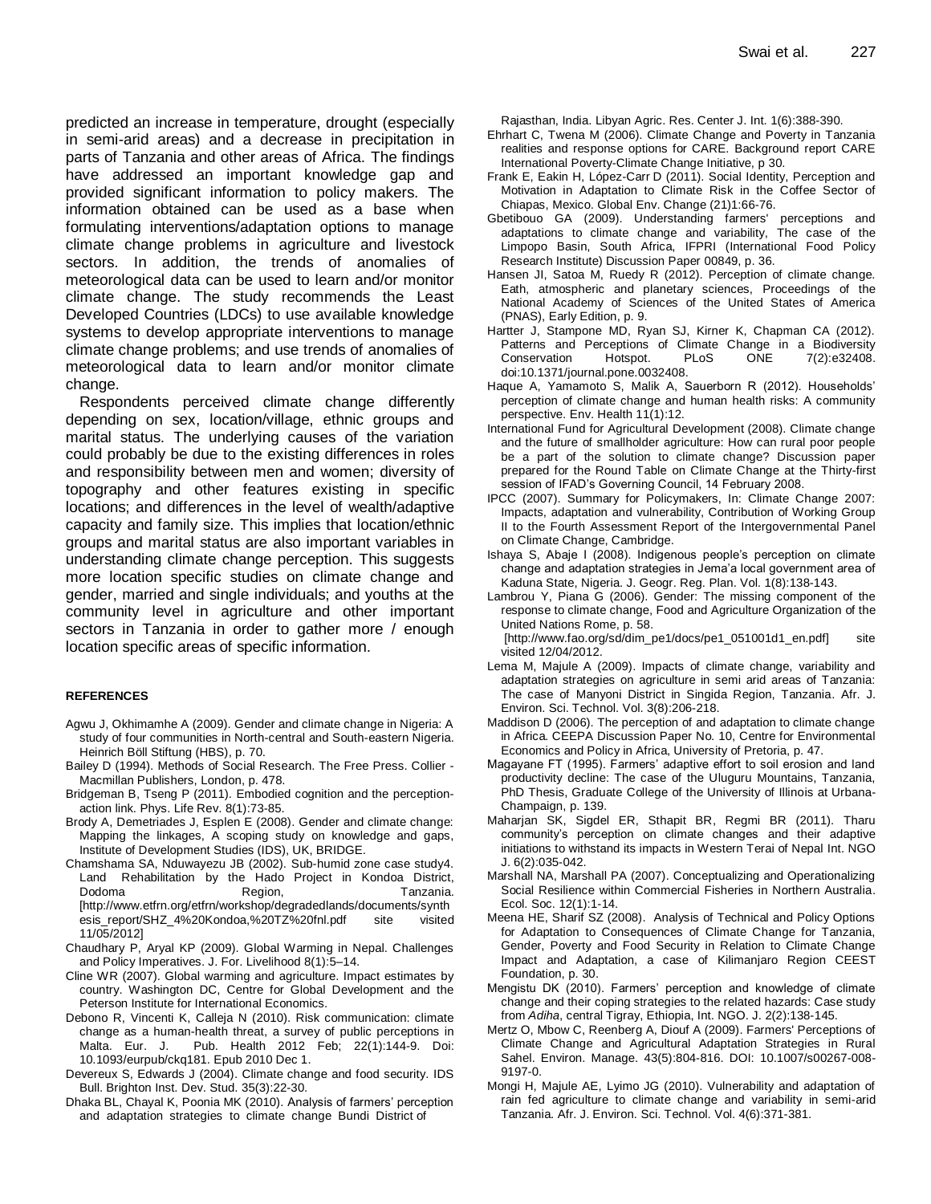predicted an increase in temperature, drought (especially in semi-arid areas) and a decrease in precipitation in parts of Tanzania and other areas of Africa. The findings have addressed an important knowledge gap and provided significant information to policy makers. The information obtained can be used as a base when formulating interventions/adaptation options to manage climate change problems in agriculture and livestock sectors. In addition, the trends of anomalies of meteorological data can be used to learn and/or monitor climate change. The study recommends the Least Developed Countries (LDCs) to use available knowledge systems to develop appropriate interventions to manage climate change problems; and use trends of anomalies of meteorological data to learn and/or monitor climate change.

Respondents perceived climate change differently depending on sex, location/village, ethnic groups and marital status. The underlying causes of the variation could probably be due to the existing differences in roles and responsibility between men and women; diversity of topography and other features existing in specific locations; and differences in the level of wealth/adaptive capacity and family size. This implies that location/ethnic groups and marital status are also important variables in understanding climate change perception. This suggests more location specific studies on climate change and gender, married and single individuals; and youths at the community level in agriculture and other important sectors in Tanzania in order to gather more / enough location specific areas of specific information.

## REFERENCES

Agwu J, Okhimamhe A (2009). Gender and climate change in Nigeria: A study of four communities in North-central and South-eastern Nigeria. Heinrich Böll Stiftung (HBS), p. 70.

Bailey D (1994). Methods of Social Research. The Free Press. Collier - Macmillan Publishers, London, p. 478.

Bridgeman B, Tseng P (2011). Embodied cognition and the perception-action link. Phys. Life Rev. 8(1):73-85.

Brody A, Demetriades J, Esplen E (2008). Gender and climate change: Mapping the linkages, A scoping study on knowledge and gaps, Institute of Development Studies (IDS), UK, BRIDGE.

Chamshama SA, Nduwayezu JB (2002). Sub-humid zone case study4. Land Rehabilitation by the Hado Project in Kondoa District, Dodoma Region, Tanzania. [http://www.etfrn.org/etfrn/workshop/degradedlands/documents/synthesis_report/SHZ_4%20Kondoa,%20TZ%20fnl.pdf site visited 11/05/2012]

Chaudhary P, Aryal KP (2009). Global Warming in Nepal. Challenges and Policy Imperatives. J. For. Livelihood 8(1):5–14.

Cline WR (2007). Global warming and agriculture. Impact estimates by country. Washington DC, Centre for Global Development and the Peterson Institute for International Economics.

Debono R, Vincenti K, Calleja N (2010). Risk communication: climate change as a human-health threat, a survey of public perceptions in Malta. Eur. J. Pub. Health 2012 Feb; 22(1):144-9. Doi: 10.1093/eurpub/ckq181. Epub 2010 Dec 1.

Devereux S, Edwards J (2004). Climate change and food security. IDS Bull. Brighton Inst. Dev. Stud. 35(3):22-30.

Dhaka BL, Chayal K, Poonia MK (2010). Analysis of farmers' perception and adaptation strategies to climate change Bundi District of Rajasthan, India. Libyan Agric. Res. Center J. Int. 1(6):388-390.

Ehrhart C, Twena M (2006). Climate Change and Poverty in Tanzania realities and response options for CARE. Background report CARE International Poverty-Climate Change Initiative, p 30.

Frank E, Eakin H, López-Carr D (2011). Social Identity, Perception and Motivation in Adaptation to Climate Risk in the Coffee Sector of Chiapas, Mexico. Global Env. Change (21)1:66-76.

Gbetibouo GA (2009). Understanding farmers' perceptions and adaptations to climate change and variability, The case of the Limpopo Basin, South Africa, IFPRI (International Food Policy Research Institute) Discussion Paper 00849, p. 36.

Hansen JI, Satoa M, Ruedy R (2012). Perception of climate change. Eath, atmospheric and planetary sciences, Proceedings of the National Academy of Sciences of the United States of America (PNAS), Early Edition, p. 9.

Hartter J, Stampone MD, Ryan SJ, Kirner K, Chapman CA (2012). Patterns and Perceptions of Climate Change in a Biodiversity Conservation Hotspot. PLoS ONE 7(2):e32408. doi:10.1371/journal.pone.0032408.

Haque A, Yamamoto S, Malik A, Sauerborn R (2012). Households' perception of climate change and human health risks: A community perspective. Env. Health 11(1):12.

International Fund for Agricultural Development (2008). Climate change and the future of smallholder agriculture: How can rural poor people be a part of the solution to climate change? Discussion paper prepared for the Round Table on Climate Change at the Thirty-first session of IFAD's Governing Council, 14 February 2008.

IPCC (2007). Summary for Policymakers, In: Climate Change 2007: Impacts, adaptation and vulnerability, Contribution of Working Group II to the Fourth Assessment Report of the Intergovernmental Panel on Climate Change, Cambridge.

Ishaya S, Abaje I (2008). Indigenous people's perception on climate change and adaptation strategies in Jema'a local government area of Kaduna State, Nigeria. J. Geogr. Reg. Plan. Vol. 1(8):138-143.

Lambrou Y, Piana G (2006). Gender: The missing component of the response to climate change, Food and Agriculture Organization of the United Nations Rome, p. 58. [http://www.fao.org/sd/dim_pe1/docs/pe1_051001d1_en.pdf] site visited 12/04/2012.

Lema M, Majule A (2009). Impacts of climate change, variability and adaptation strategies on agriculture in semi arid areas of Tanzania: The case of Manyoni District in Singida Region, Tanzania. Afr. J. Environ. Sci. Technol. Vol. 3(8):206-218.

Maddison D (2006). The perception of and adaptation to climate change in Africa. CEEPA Discussion Paper No. 10, Centre for Environmental Economics and Policy in Africa, University of Pretoria, p. 47.

Magayane FT (1995). Farmers' adaptive effort to soil erosion and land productivity decline: The case of the Uluguru Mountains, Tanzania, PhD Thesis, Graduate College of the University of Illinois at Urbana-Champaign, p. 139.

Maharjan SK, Sigdel ER, Sthapit BR, Regmi BR (2011). Tharu community's perception on climate changes and their adaptive initiations to withstand its impacts in Western Terai of Nepal Int. NGO J. 6(2):035-042.

Marshall NA, Marshall PA (2007). Conceptualizing and Operationalizing Social Resilience within Commercial Fisheries in Northern Australia. Ecol. Soc. 12(1):1-14.

Meena HE, Sharif SZ (2008). Analysis of Technical and Policy Options for Adaptation to Consequences of Climate Change for Tanzania, Gender, Poverty and Food Security in Relation to Climate Change Impact and Adaptation, a case of Kilimanjaro Region CEEST Foundation, p. 30.

Mengistu DK (2010). Farmers' perception and knowledge of climate change and their coping strategies to the related hazards: Case study from *Adiha*, central Tigray, Ethiopia, Int. NGO. J. 2(2):138-145.

Mertz O, Mbow C, Reenberg A, Diouf A (2009). Farmers' Perceptions of Climate Change and Agricultural Adaptation Strategies in Rural Sahel. Environ. Manage. 43(5):804-816. DOI: 10.1007/s00267-008-9197-0.

Mongi H, Majule AE, Lyimo JG (2010). Vulnerability and adaptation of rain fed agriculture to climate change and variability in semi-arid Tanzania. Afr. J. Environ. Sci. Technol. Vol. 4(6):371-381.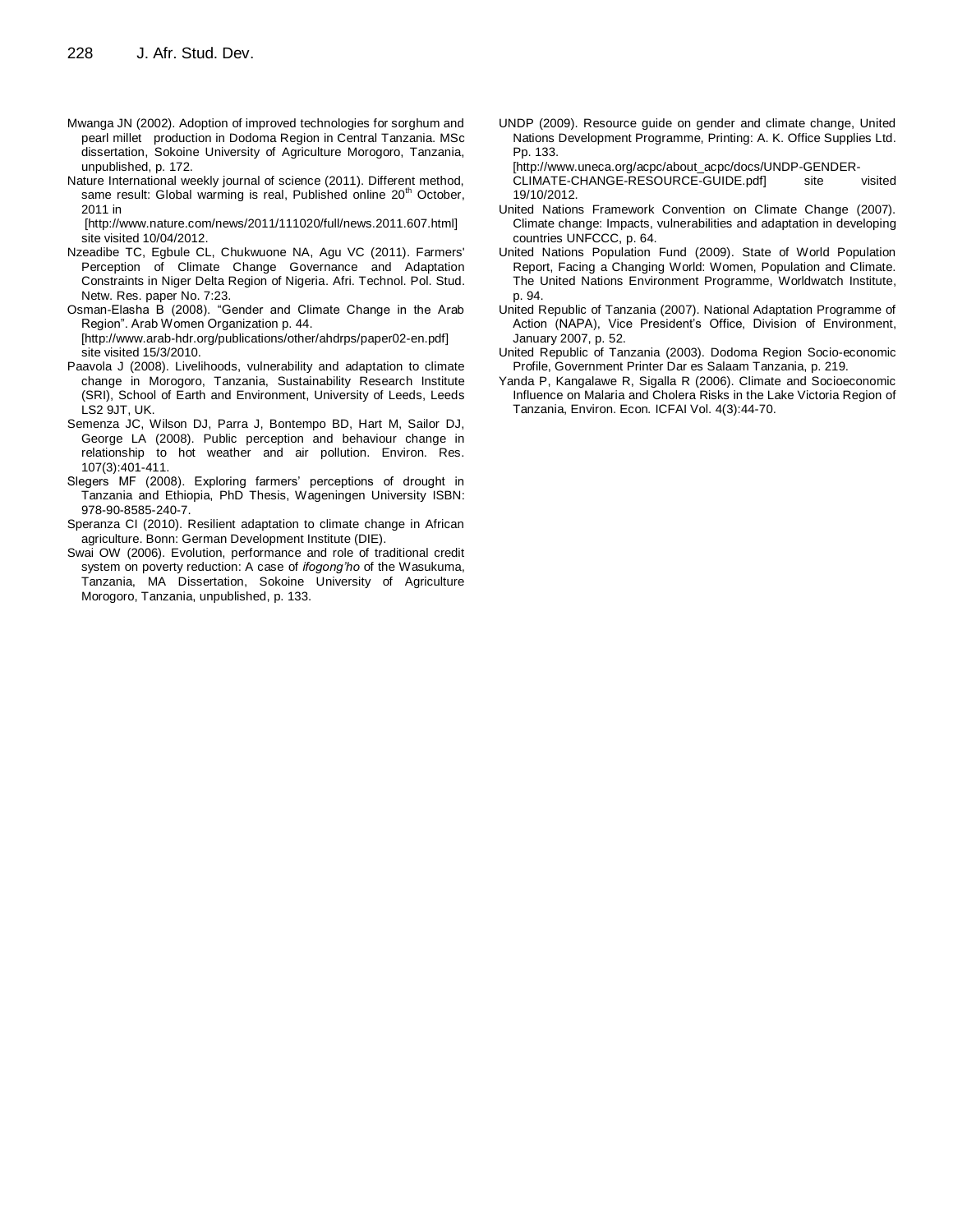Mwanga JN (2002). Adoption of improved technologies for sorghum and pearl millet production in Dodoma Region in Central Tanzania. MSc dissertation, Sokoine University of Agriculture Morogoro, Tanzania, unpublished, p. 172.

Nature International weekly journal of science (2011). Different method, same result: Global warming is real, Published online 20th October, 2011 in [http://www.nature.com/news/2011/111020/full/news.2011.607.html] site visited 10/04/2012.

Nzeadibe TC, Egbule CL, Chukwuone NA, Agu VC (2011). Farmers' Perception of Climate Change Governance and Adaptation Constraints in Niger Delta Region of Nigeria. Afri. Technol. Pol. Stud. Netw. Res. paper No. 7:23.

Osman-Elasha B (2008). "Gender and Climate Change in the Arab Region". Arab Women Organization p. 44. [http://www.arab-hdr.org/publications/other/ahdrps/paper02-en.pdf] site visited 15/3/2010.

Paavola J (2008). Livelihoods, vulnerability and adaptation to climate change in Morogoro, Tanzania, Sustainability Research Institute (SRI), School of Earth and Environment, University of Leeds, Leeds LS2 9JT, UK.

Semenza JC, Wilson DJ, Parra J, Bontempo BD, Hart M, Sailor DJ, George LA (2008). Public perception and behaviour change in relationship to hot weather and air pollution. Environ. Res. 107(3):401-411.

Slegers MF (2008). Exploring farmers' perceptions of drought in Tanzania and Ethiopia, PhD Thesis, Wageningen University ISBN: 978-90-8585-240-7.

Speranza CI (2010). Resilient adaptation to climate change in African agriculture. Bonn: German Development Institute (DIE).

Swai OW (2006). Evolution, performance and role of traditional credit system on poverty reduction: A case of *ifogong'ho* of the Wasukuma, Tanzania, MA Dissertation, Sokoine University of Agriculture Morogoro, Tanzania, unpublished, p. 133.

UNDP (2009). Resource guide on gender and climate change, United Nations Development Programme, Printing: A. K. Office Supplies Ltd. Pp. 133. [http://www.uneca.org/acpc/about_acpc/docs/UNDP-GENDER-CLIMATE-CHANGE-RESOURCE-GUIDE.pdf] site visited 19/10/2012.

United Nations Framework Convention on Climate Change (2007). Climate change: Impacts, vulnerabilities and adaptation in developing countries UNFCCC, p. 64.

United Nations Population Fund (2009). State of World Population Report, Facing a Changing World: Women, Population and Climate. The United Nations Environment Programme, Worldwatch Institute, p. 94.

United Republic of Tanzania (2007). National Adaptation Programme of Action (NAPA), Vice President's Office, Division of Environment, January 2007, p. 52.

United Republic of Tanzania (2003). Dodoma Region Socio-economic Profile, Government Printer Dar es Salaam Tanzania, p. 219.

Yanda P, Kangalawe R, Sigalla R (2006). Climate and Socioeconomic Influence on Malaria and Cholera Risks in the Lake Victoria Region of Tanzania, Environ. Econ. ICFAI Vol. 4(3):44-70.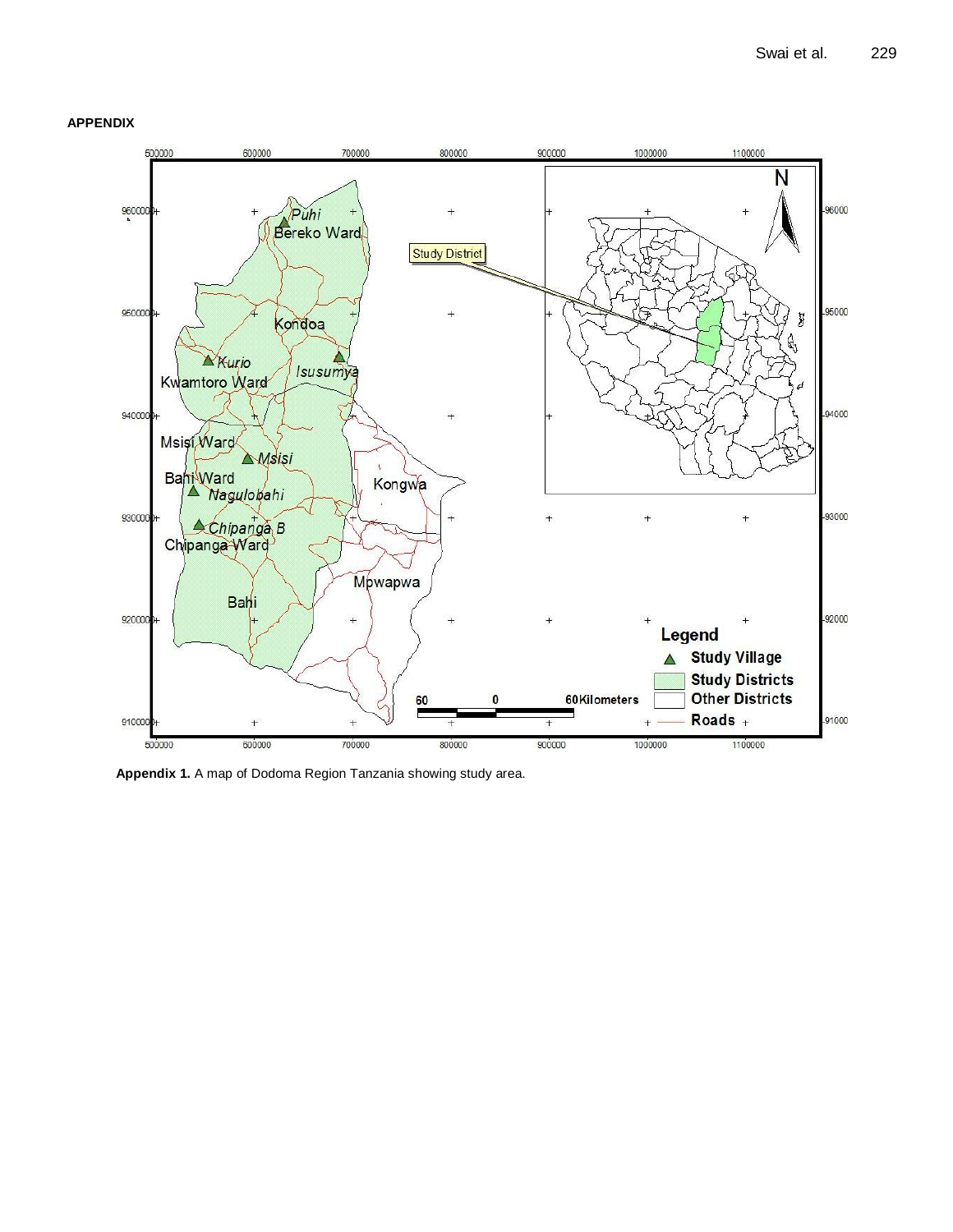**APPENDIX**

**Appendix 1.** A map of Dodoma Region Tanzania showing study area.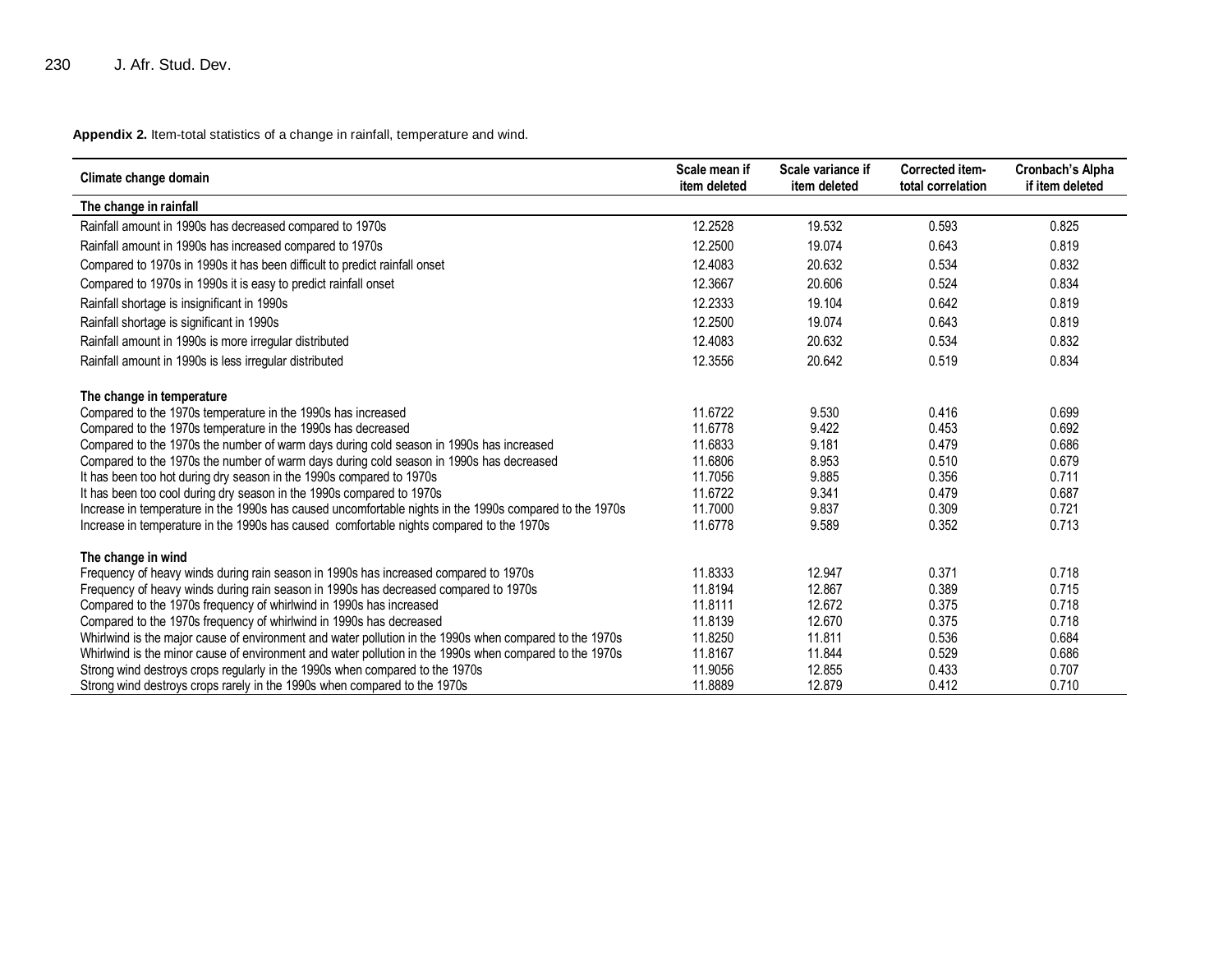**Appendix 2.** Item-total statistics of a change in rainfall, temperature and wind.

| Climate change domain | Scale mean if item deleted | Scale variance if item deleted | Corrected item-total correlation | Cronbach's Alpha if item deleted |
|---|---|---|---|---|
| **The change in rainfall** | | | | |
| Rainfall amount in 1990s has decreased compared to 1970s | 12.2528 | 19.532 | 0.593 | 0.825 |
| Rainfall amount in 1990s has increased compared to 1970s | 12.2500 | 19.074 | 0.643 | 0.819 |
| Compared to 1970s in 1990s it has been difficult to predict rainfall onset | 12.4083 | 20.632 | 0.534 | 0.832 |
| Compared to 1970s in 1990s it is easy to predict rainfall onset | 12.3667 | 20.606 | 0.524 | 0.834 |
| Rainfall shortage is insignificant in 1990s | 12.2333 | 19.104 | 0.642 | 0.819 |
| Rainfall shortage is significant in 1990s | 12.2500 | 19.074 | 0.643 | 0.819 |
| Rainfall amount in 1990s is more irregular distributed | 12.4083 | 20.632 | 0.534 | 0.832 |
| Rainfall amount in 1990s is less irregular distributed | 12.3556 | 20.642 | 0.519 | 0.834 |
| **The change in temperature** | | | | |
| Compared to the 1970s temperature in the 1990s has increased | 11.6722 | 9.530 | 0.416 | 0.699 |
| Compared to the 1970s temperature in the 1990s has decreased | 11.6778 | 9.422 | 0.453 | 0.692 |
| Compared to the 1970s the number of warm days during cold season in 1990s has increased | 11.6833 | 9.181 | 0.479 | 0.686 |
| Compared to the 1970s the number of warm days during cold season in 1990s has decreased | 11.6806 | 8.953 | 0.510 | 0.679 |
| It has been too hot during dry season in the 1990s compared to 1970s | 11.7056 | 9.885 | 0.356 | 0.711 |
| It has been too cool during dry season in the 1990s compared to 1970s | 11.6722 | 9.341 | 0.479 | 0.687 |
| Increase in temperature in the 1990s has caused uncomfortable nights in the 1990s compared to the 1970s | 11.7000 | 9.837 | 0.309 | 0.721 |
| Increase in temperature in the 1990s has caused comfortable nights compared to the 1970s | 11.6778 | 9.589 | 0.352 | 0.713 |
| **The change in wind** | | | | |
| Frequency of heavy winds during rain season in 1990s has increased compared to 1970s | 11.8333 | 12.947 | 0.371 | 0.718 |
| Frequency of heavy winds during rain season in 1990s has decreased compared to 1970s | 11.8194 | 12.867 | 0.389 | 0.715 |
| Compared to the 1970s frequency of whirlwind in 1990s has increased | 11.8111 | 12.672 | 0.375 | 0.718 |
| Compared to the 1970s frequency of whirlwind in 1990s has decreased | 11.8139 | 12.670 | 0.375 | 0.718 |
| Whirlwind is the major cause of environment and water pollution in the 1990s when compared to the 1970s | 11.8250 | 11.811 | 0.536 | 0.684 |
| Whirlwind is the minor cause of environment and water pollution in the 1990s when compared to the 1970s | 11.8167 | 11.844 | 0.529 | 0.686 |
| Strong wind destroys crops regularly in the 1990s when compared to the 1970s | 11.9056 | 12.855 | 0.433 | 0.707 |
| Strong wind destroys crops rarely in the 1990s when compared to the 1970s | 11.8889 | 12.879 | 0.412 | 0.710 |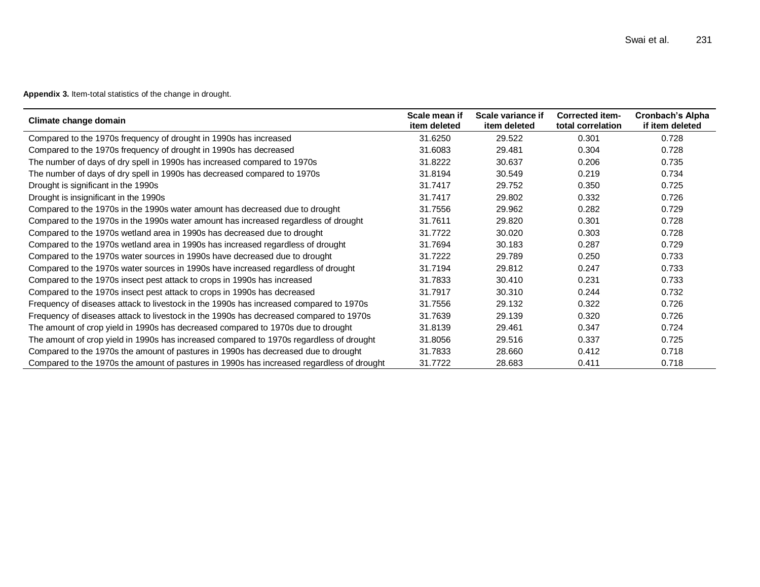**Appendix 3.** Item-total statistics of the change in drought.

| Climate change domain | Scale mean if item deleted | Scale variance if item deleted | Corrected item-total correlation | Cronbach's Alpha if item deleted |
|---|---|---|---|---|
| Compared to the 1970s frequency of drought in 1990s has increased | 31.6250 | 29.522 | 0.301 | 0.728 |
| Compared to the 1970s frequency of drought in 1990s has decreased | 31.6083 | 29.481 | 0.304 | 0.728 |
| The number of days of dry spell in 1990s has increased compared to 1970s | 31.8222 | 30.637 | 0.206 | 0.735 |
| The number of days of dry spell in 1990s has decreased compared to 1970s | 31.8194 | 30.549 | 0.219 | 0.734 |
| Drought is significant in the 1990s | 31.7417 | 29.752 | 0.350 | 0.725 |
| Drought is insignificant in the 1990s | 31.7417 | 29.802 | 0.332 | 0.726 |
| Compared to the 1970s in the 1990s water amount has decreased due to drought | 31.7556 | 29.962 | 0.282 | 0.729 |
| Compared to the 1970s in the 1990s water amount has increased regardless of drought | 31.7611 | 29.820 | 0.301 | 0.728 |
| Compared to the 1970s wetland area in 1990s has decreased due to drought | 31.7722 | 30.020 | 0.303 | 0.728 |
| Compared to the 1970s wetland area in 1990s has increased regardless of drought | 31.7694 | 30.183 | 0.287 | 0.729 |
| Compared to the 1970s water sources in 1990s have decreased due to drought | 31.7222 | 29.789 | 0.250 | 0.733 |
| Compared to the 1970s water sources in 1990s have increased regardless of drought | 31.7194 | 29.812 | 0.247 | 0.733 |
| Compared to the 1970s insect pest attack to crops in 1990s has increased | 31.7833 | 30.410 | 0.231 | 0.733 |
| Compared to the 1970s insect pest attack to crops in 1990s has decreased | 31.7917 | 30.310 | 0.244 | 0.732 |
| Frequency of diseases attack to livestock in the 1990s has increased compared to 1970s | 31.7556 | 29.132 | 0.322 | 0.726 |
| Frequency of diseases attack to livestock in the 1990s has decreased compared to 1970s | 31.7639 | 29.139 | 0.320 | 0.726 |
| The amount of crop yield in 1990s has decreased compared to 1970s due to drought | 31.8139 | 29.461 | 0.347 | 0.724 |
| The amount of crop yield in 1990s has increased compared to 1970s regardless of drought | 31.8056 | 29.516 | 0.337 | 0.725 |
| Compared to the 1970s the amount of pastures in 1990s has decreased due to drought | 31.7833 | 28.660 | 0.412 | 0.718 |
| Compared to the 1970s the amount of pastures in 1990s has increased regardless of drought | 31.7722 | 28.683 | 0.411 | 0.718 |